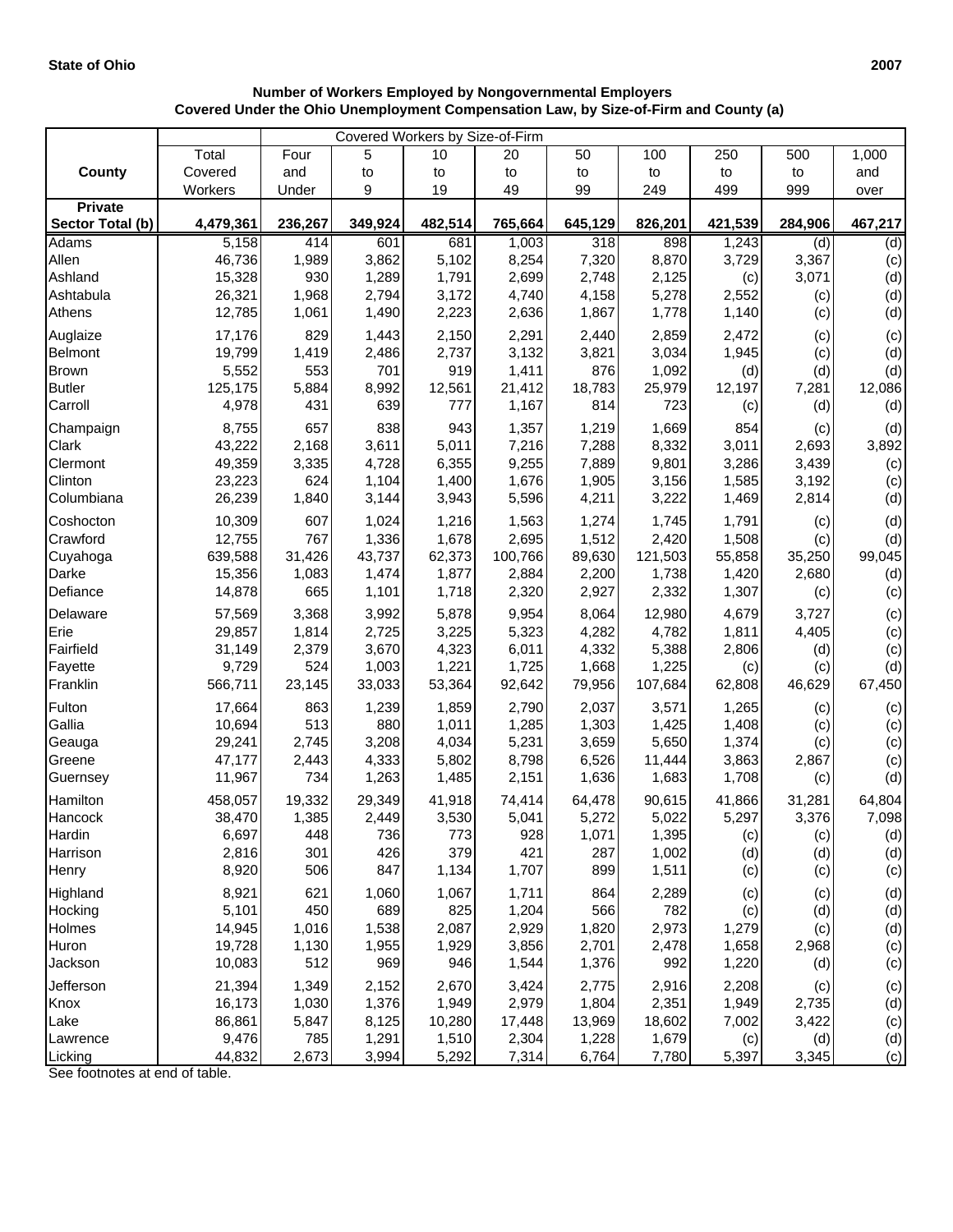**State of Ohio** **2007**

**Number of Workers Employed by Nongovernmental Employers**
**Covered Under the Ohio Unemployment Compensation Law, by Size-of-Firm and County (a)**

| County | Total Covered Workers | Covered Workers by Size-of-Firm | | | | | | | | |
|---|---|---|---|---|---|---|---|---|---|---|
| | | Four and Under | 5 to 9 | 10 to 19 | 20 to 49 | 50 to 99 | 100 to 249 | 250 to 499 | 500 to 999 | 1,000 and over |
| **Private Sector Total (b)** | **4,479,361** | **236,267** | **349,924** | **482,514** | **765,664** | **645,129** | **826,201** | **421,539** | **284,906** | **467,217** |
| Adams | 5,158 | 414 | 601 | 681 | 1,003 | 318 | 898 | 1,243 | (d) | (d) |
| Allen | 46,736 | 1,989 | 3,862 | 5,102 | 8,254 | 7,320 | 8,870 | 3,729 | 3,367 | (c) |
| Ashland | 15,328 | 930 | 1,289 | 1,791 | 2,699 | 2,748 | 2,125 | (c) | 3,071 | (d) |
| Ashtabula | 26,321 | 1,968 | 2,794 | 3,172 | 4,740 | 4,158 | 5,278 | 2,552 | (c) | (d) |
| Athens | 12,785 | 1,061 | 1,490 | 2,223 | 2,636 | 1,867 | 1,778 | 1,140 | (c) | (d) |
| Auglaize | 17,176 | 829 | 1,443 | 2,150 | 2,291 | 2,440 | 2,859 | 2,472 | (c) | (c) |
| Belmont | 19,799 | 1,419 | 2,486 | 2,737 | 3,132 | 3,821 | 3,034 | 1,945 | (c) | (d) |
| Brown | 5,552 | 553 | 701 | 919 | 1,411 | 876 | 1,092 | (d) | (d) | (d) |
| Butler | 125,175 | 5,884 | 8,992 | 12,561 | 21,412 | 18,783 | 25,979 | 12,197 | 7,281 | 12,086 |
| Carroll | 4,978 | 431 | 639 | 777 | 1,167 | 814 | 723 | (c) | (d) | (d) |
| Champaign | 8,755 | 657 | 838 | 943 | 1,357 | 1,219 | 1,669 | 854 | (c) | (d) |
| Clark | 43,222 | 2,168 | 3,611 | 5,011 | 7,216 | 7,288 | 8,332 | 3,011 | 2,693 | 3,892 |
| Clermont | 49,359 | 3,335 | 4,728 | 6,355 | 9,255 | 7,889 | 9,801 | 3,286 | 3,439 | (c) |
| Clinton | 23,223 | 624 | 1,104 | 1,400 | 1,676 | 1,905 | 3,156 | 1,585 | 3,192 | (c) |
| Columbiana | 26,239 | 1,840 | 3,144 | 3,943 | 5,596 | 4,211 | 3,222 | 1,469 | 2,814 | (d) |
| Coshocton | 10,309 | 607 | 1,024 | 1,216 | 1,563 | 1,274 | 1,745 | 1,791 | (c) | (d) |
| Crawford | 12,755 | 767 | 1,336 | 1,678 | 2,695 | 1,512 | 2,420 | 1,508 | (c) | (d) |
| Cuyahoga | 639,588 | 31,426 | 43,737 | 62,373 | 100,766 | 89,630 | 121,503 | 55,858 | 35,250 | 99,045 |
| Darke | 15,356 | 1,083 | 1,474 | 1,877 | 2,884 | 2,200 | 1,738 | 1,420 | 2,680 | (d) |
| Defiance | 14,878 | 665 | 1,101 | 1,718 | 2,320 | 2,927 | 2,332 | 1,307 | (c) | (c) |
| Delaware | 57,569 | 3,368 | 3,992 | 5,878 | 9,954 | 8,064 | 12,980 | 4,679 | 3,727 | (c) |
| Erie | 29,857 | 1,814 | 2,725 | 3,225 | 5,323 | 4,282 | 4,782 | 1,811 | 4,405 | (c) |
| Fairfield | 31,149 | 2,379 | 3,670 | 4,323 | 6,011 | 4,332 | 5,388 | 2,806 | (d) | (c) |
| Fayette | 9,729 | 524 | 1,003 | 1,221 | 1,725 | 1,668 | 1,225 | (c) | (c) | (d) |
| Franklin | 566,711 | 23,145 | 33,033 | 53,364 | 92,642 | 79,956 | 107,684 | 62,808 | 46,629 | 67,450 |
| Fulton | 17,664 | 863 | 1,239 | 1,859 | 2,790 | 2,037 | 3,571 | 1,265 | (c) | (c) |
| Gallia | 10,694 | 513 | 880 | 1,011 | 1,285 | 1,303 | 1,425 | 1,408 | (c) | (c) |
| Geauga | 29,241 | 2,745 | 3,208 | 4,034 | 5,231 | 3,659 | 5,650 | 1,374 | (c) | (c) |
| Greene | 47,177 | 2,443 | 4,333 | 5,802 | 8,798 | 6,526 | 11,444 | 3,863 | 2,867 | (c) |
| Guernsey | 11,967 | 734 | 1,263 | 1,485 | 2,151 | 1,636 | 1,683 | 1,708 | (c) | (d) |
| Hamilton | 458,057 | 19,332 | 29,349 | 41,918 | 74,414 | 64,478 | 90,615 | 41,866 | 31,281 | 64,804 |
| Hancock | 38,470 | 1,385 | 2,449 | 3,530 | 5,041 | 5,272 | 5,022 | 5,297 | 3,376 | 7,098 |
| Hardin | 6,697 | 448 | 736 | 773 | 928 | 1,071 | 1,395 | (c) | (c) | (d) |
| Harrison | 2,816 | 301 | 426 | 379 | 421 | 287 | 1,002 | (d) | (d) | (d) |
| Henry | 8,920 | 506 | 847 | 1,134 | 1,707 | 899 | 1,511 | (c) | (c) | (c) |
| Highland | 8,921 | 621 | 1,060 | 1,067 | 1,711 | 864 | 2,289 | (c) | (c) | (d) |
| Hocking | 5,101 | 450 | 689 | 825 | 1,204 | 566 | 782 | (c) | (d) | (d) |
| Holmes | 14,945 | 1,016 | 1,538 | 2,087 | 2,929 | 1,820 | 2,973 | 1,279 | (c) | (d) |
| Huron | 19,728 | 1,130 | 1,955 | 1,929 | 3,856 | 2,701 | 2,478 | 1,658 | 2,968 | (c) |
| Jackson | 10,083 | 512 | 969 | 946 | 1,544 | 1,376 | 992 | 1,220 | (d) | (c) |
| Jefferson | 21,394 | 1,349 | 2,152 | 2,670 | 3,424 | 2,775 | 2,916 | 2,208 | (c) | (c) |
| Knox | 16,173 | 1,030 | 1,376 | 1,949 | 2,979 | 1,804 | 2,351 | 1,949 | 2,735 | (d) |
| Lake | 86,861 | 5,847 | 8,125 | 10,280 | 17,448 | 13,969 | 18,602 | 7,002 | 3,422 | (c) |
| Lawrence | 9,476 | 785 | 1,291 | 1,510 | 2,304 | 1,228 | 1,679 | (c) | (d) | (d) |
| Licking | 44,832 | 2,673 | 3,994 | 5,292 | 7,314 | 6,764 | 7,780 | 5,397 | 3,345 | (c) |

See footnotes at end of table.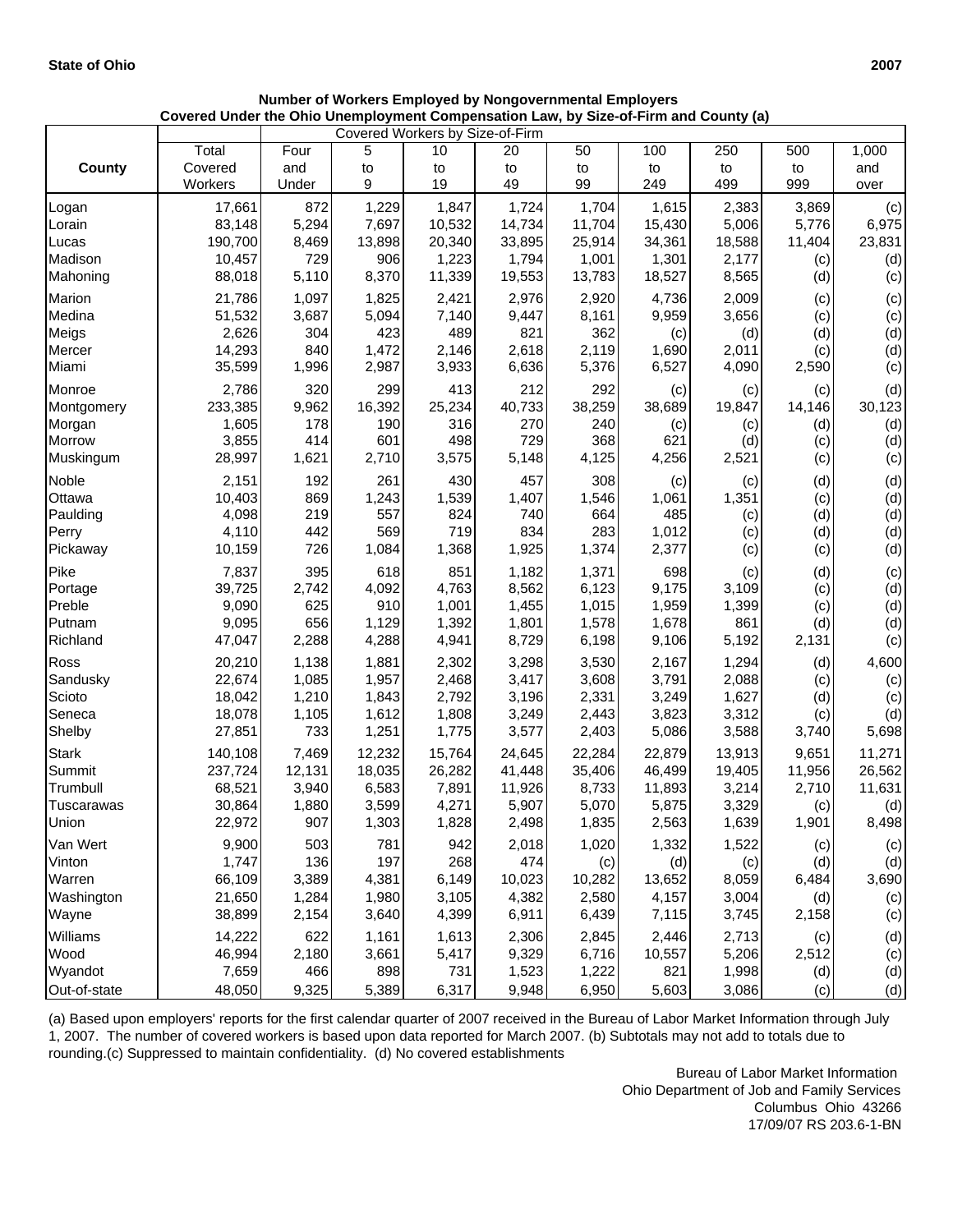**State of Ohio** **2007**

**Number of Workers Employed by Nongovernmental Employers Covered Under the Ohio Unemployment Compensation Law, by Size-of-Firm and County (a)**

| County | Total Covered Workers | Covered Workers by Size-of-Firm | | | | | | | | |
|---|---|---|---|---|---|---|---|---|---|---|
| | | Four and Under | 5 to 9 | 10 to 19 | 20 to 49 | 50 to 99 | 100 to 249 | 250 to 499 | 500 to 999 | 1,000 and over |
| Logan | 17,661 | 872 | 1,229 | 1,847 | 1,724 | 1,704 | 1,615 | 2,383 | 3,869 | (c) |
| Lorain | 83,148 | 5,294 | 7,697 | 10,532 | 14,734 | 11,704 | 15,430 | 5,006 | 5,776 | 6,975 |
| Lucas | 190,700 | 8,469 | 13,898 | 20,340 | 33,895 | 25,914 | 34,361 | 18,588 | 11,404 | 23,831 |
| Madison | 10,457 | 729 | 906 | 1,223 | 1,794 | 1,001 | 1,301 | 2,177 | (c) | (d) |
| Mahoning | 88,018 | 5,110 | 8,370 | 11,339 | 19,553 | 13,783 | 18,527 | 8,565 | (d) | (c) |
| Marion | 21,786 | 1,097 | 1,825 | 2,421 | 2,976 | 2,920 | 4,736 | 2,009 | (c) | (c) |
| Medina | 51,532 | 3,687 | 5,094 | 7,140 | 9,447 | 8,161 | 9,959 | 3,656 | (c) | (c) |
| Meigs | 2,626 | 304 | 423 | 489 | 821 | 362 | (c) | (d) | (d) | (d) |
| Mercer | 14,293 | 840 | 1,472 | 2,146 | 2,618 | 2,119 | 1,690 | 2,011 | (c) | (d) |
| Miami | 35,599 | 1,996 | 2,987 | 3,933 | 6,636 | 5,376 | 6,527 | 4,090 | 2,590 | (c) |
| Monroe | 2,786 | 320 | 299 | 413 | 212 | 292 | (c) | (c) | (c) | (d) |
| Montgomery | 233,385 | 9,962 | 16,392 | 25,234 | 40,733 | 38,259 | 38,689 | 19,847 | 14,146 | 30,123 |
| Morgan | 1,605 | 178 | 190 | 316 | 270 | 240 | (c) | (c) | (d) | (d) |
| Morrow | 3,855 | 414 | 601 | 498 | 729 | 368 | 621 | (d) | (c) | (d) |
| Muskingum | 28,997 | 1,621 | 2,710 | 3,575 | 5,148 | 4,125 | 4,256 | 2,521 | (c) | (c) |
| Noble | 2,151 | 192 | 261 | 430 | 457 | 308 | (c) | (c) | (d) | (d) |
| Ottawa | 10,403 | 869 | 1,243 | 1,539 | 1,407 | 1,546 | 1,061 | 1,351 | (c) | (d) |
| Paulding | 4,098 | 219 | 557 | 824 | 740 | 664 | 485 | (c) | (d) | (d) |
| Perry | 4,110 | 442 | 569 | 719 | 834 | 283 | 1,012 | (c) | (d) | (d) |
| Pickaway | 10,159 | 726 | 1,084 | 1,368 | 1,925 | 1,374 | 2,377 | (c) | (c) | (d) |
| Pike | 7,837 | 395 | 618 | 851 | 1,182 | 1,371 | 698 | (c) | (d) | (c) |
| Portage | 39,725 | 2,742 | 4,092 | 4,763 | 8,562 | 6,123 | 9,175 | 3,109 | (c) | (d) |
| Preble | 9,090 | 625 | 910 | 1,001 | 1,455 | 1,015 | 1,959 | 1,399 | (c) | (d) |
| Putnam | 9,095 | 656 | 1,129 | 1,392 | 1,801 | 1,578 | 1,678 | 861 | (d) | (d) |
| Richland | 47,047 | 2,288 | 4,288 | 4,941 | 8,729 | 6,198 | 9,106 | 5,192 | 2,131 | (c) |
| Ross | 20,210 | 1,138 | 1,881 | 2,302 | 3,298 | 3,530 | 2,167 | 1,294 | (d) | 4,600 |
| Sandusky | 22,674 | 1,085 | 1,957 | 2,468 | 3,417 | 3,608 | 3,791 | 2,088 | (c) | (c) |
| Scioto | 18,042 | 1,210 | 1,843 | 2,792 | 3,196 | 2,331 | 3,249 | 1,627 | (d) | (c) |
| Seneca | 18,078 | 1,105 | 1,612 | 1,808 | 3,249 | 2,443 | 3,823 | 3,312 | (c) | (d) |
| Shelby | 27,851 | 733 | 1,251 | 1,775 | 3,577 | 2,403 | 5,086 | 3,588 | 3,740 | 5,698 |
| Stark | 140,108 | 7,469 | 12,232 | 15,764 | 24,645 | 22,284 | 22,879 | 13,913 | 9,651 | 11,271 |
| Summit | 237,724 | 12,131 | 18,035 | 26,282 | 41,448 | 35,406 | 46,499 | 19,405 | 11,956 | 26,562 |
| Trumbull | 68,521 | 3,940 | 6,583 | 7,891 | 11,926 | 8,733 | 11,893 | 3,214 | 2,710 | 11,631 |
| Tuscarawas | 30,864 | 1,880 | 3,599 | 4,271 | 5,907 | 5,070 | 5,875 | 3,329 | (c) | (d) |
| Union | 22,972 | 907 | 1,303 | 1,828 | 2,498 | 1,835 | 2,563 | 1,639 | 1,901 | 8,498 |
| Van Wert | 9,900 | 503 | 781 | 942 | 2,018 | 1,020 | 1,332 | 1,522 | (c) | (c) |
| Vinton | 1,747 | 136 | 197 | 268 | 474 | (c) | (d) | (c) | (d) | (d) |
| Warren | 66,109 | 3,389 | 4,381 | 6,149 | 10,023 | 10,282 | 13,652 | 8,059 | 6,484 | 3,690 |
| Washington | 21,650 | 1,284 | 1,980 | 3,105 | 4,382 | 2,580 | 4,157 | 3,004 | (d) | (c) |
| Wayne | 38,899 | 2,154 | 3,640 | 4,399 | 6,911 | 6,439 | 7,115 | 3,745 | 2,158 | (c) |
| Williams | 14,222 | 622 | 1,161 | 1,613 | 2,306 | 2,845 | 2,446 | 2,713 | (c) | (d) |
| Wood | 46,994 | 2,180 | 3,661 | 5,417 | 9,329 | 6,716 | 10,557 | 5,206 | 2,512 | (c) |
| Wyandot | 7,659 | 466 | 898 | 731 | 1,523 | 1,222 | 821 | 1,998 | (d) | (d) |
| Out-of-state | 48,050 | 9,325 | 5,389 | 6,317 | 9,948 | 6,950 | 5,603 | 3,086 | (c) | (d) |

(a) Based upon employers' reports for the first calendar quarter of 2007 received in the Bureau of Labor Market Information through July 1, 2007. The number of covered workers is based upon data reported for March 2007. (b) Subtotals may not add to totals due to rounding.(c) Suppressed to maintain confidentiality. (d) No covered establishments

Bureau of Labor Market Information
Ohio Department of Job and Family Services
Columbus Ohio 43266
17/09/07 RS 203.6-1-BN